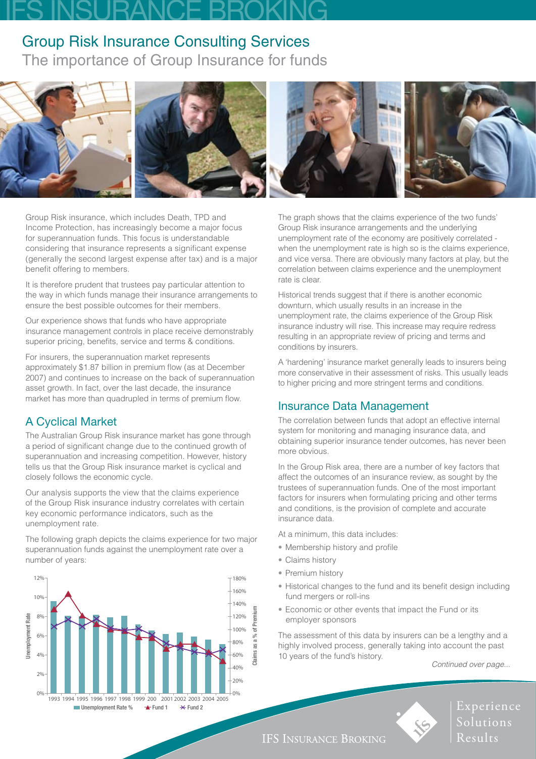# IFS INSURANCE BROKING

## Group Risk Insurance Consulting Services

The importance of Group Insurance for funds

Group Risk insurance, which includes Death, TPD and Income Protection, has increasingly become a major focus for superannuation funds. This focus is understandable considering that insurance represents a significant expense (generally the second largest expense after tax) and is a major benefit offering to members.

It is therefore prudent that trustees pay particular attention to the way in which funds manage their insurance arrangements to ensure the best possible outcomes for their members.

Our experience shows that funds who have appropriate insurance management controls in place receive demonstrably superior pricing, benefits, service and terms & conditions.

For insurers, the superannuation market represents approximately $1.87 billion in premium flow (as at December 2007) and continues to increase on the back of superannuation asset growth. In fact, over the last decade, the insurance market has more than quadrupled in terms of premium flow.

## A Cyclical Market

The Australian Group Risk insurance market has gone through a period of significant change due to the continued growth of superannuation and increasing competition. However, history tells us that the Group Risk insurance market is cyclical and closely follows the economic cycle.

Our analysis supports the view that the claims experience of the Group Risk insurance industry correlates with certain key economic performance indicators, such as the unemployment rate.

The following graph depicts the claims experience for two major superannuation funds against the unemployment rate over a number of years:

Unemployment Rate
12%
10%
8%
6%
4%
2%
0%

Claims as a % of Premium
180%
160%
140%
120%
100%
80%
60%
40%
20%
0%

1993 1994 1995 1996 1997 1998 1999 200 2001 2002 2003 2004 2005

Unemployment Rate % — Fund 1 — Fund 2

The graph shows that the claims experience of the two funds' Group Risk insurance arrangements and the underlying unemployment rate of the economy are positively correlated - when the unemployment rate is high so is the claims experience, and vice versa. There are obviously many factors at play, but the correlation between claims experience and the unemployment rate is clear.

Historical trends suggest that if there is another economic downturn, which usually results in an increase in the unemployment rate, the claims experience of the Group Risk insurance industry will rise. This increase may require redress resulting in an appropriate review of pricing and terms and conditions by insurers.

A 'hardening' insurance market generally leads to insurers being more conservative in their assessment of risks. This usually leads to higher pricing and more stringent terms and conditions.

## Insurance Data Management

The correlation between funds that adopt an effective internal system for monitoring and managing insurance data, and obtaining superior insurance tender outcomes, has never been more obvious.

In the Group Risk area, there are a number of key factors that affect the outcomes of an insurance review, as sought by the trustees of superannuation funds. One of the most important factors for insurers when formulating pricing and other terms and conditions, is the provision of complete and accurate insurance data.

At a minimum, this data includes:

- Membership history and profile
- Claims history
- Premium history
- Historical changes to the fund and its benefit design including fund mergers or roll-ins
- Economic or other events that impact the Fund or its employer sponsors

The assessment of this data by insurers can be a lengthy and a highly involved process, generally taking into account the past 10 years of the fund's history.

*Continued over page...*

IFS Insurance Broking

Experience Solutions Results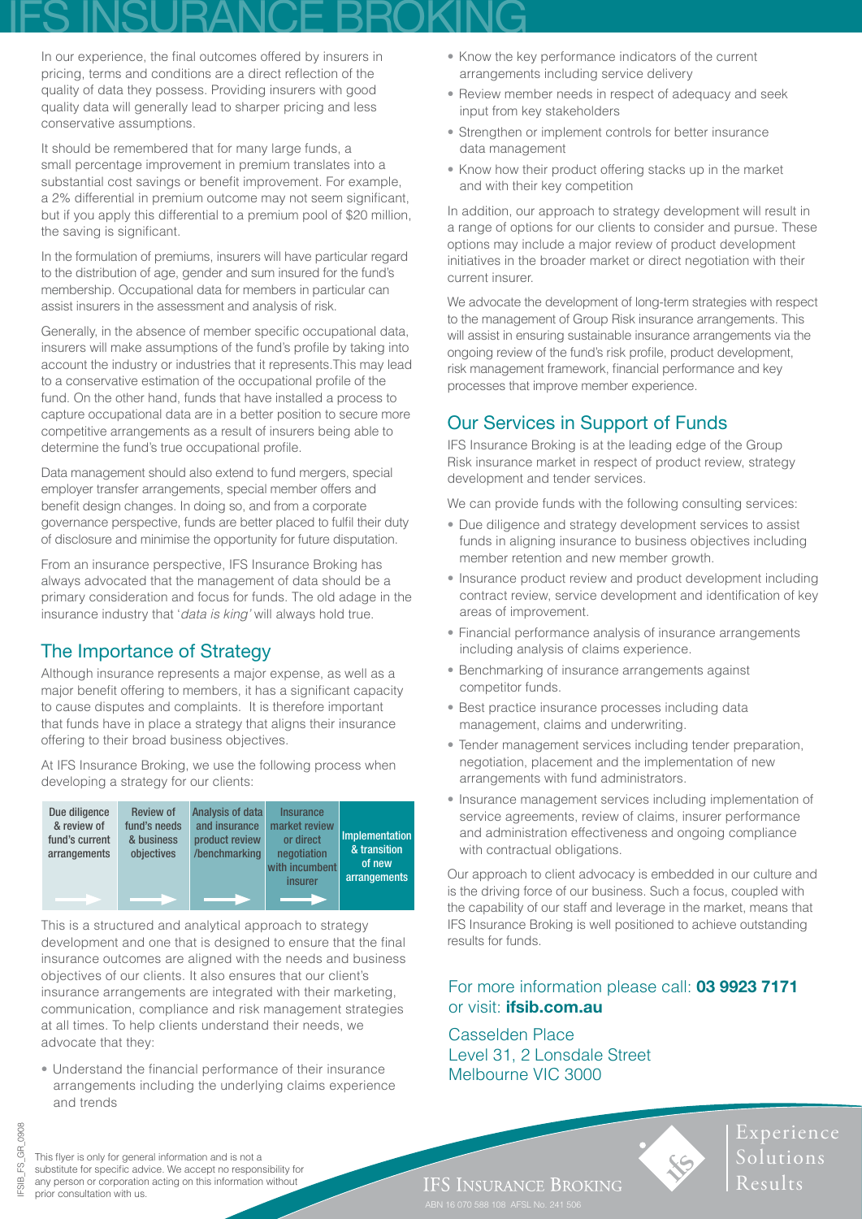# IFS INSURANCE BROKING

In our experience, the final outcomes offered by insurers in pricing, terms and conditions are a direct reflection of the quality of data they possess. Providing insurers with good quality data will generally lead to sharper pricing and less conservative assumptions.

It should be remembered that for many large funds, a small percentage improvement in premium translates into a substantial cost savings or benefit improvement. For example, a 2% differential in premium outcome may not seem significant, but if you apply this differential to a premium pool of $20 million, the saving is significant.

In the formulation of premiums, insurers will have particular regard to the distribution of age, gender and sum insured for the fund's membership. Occupational data for members in particular can assist insurers in the assessment and analysis of risk.

Generally, in the absence of member specific occupational data, insurers will make assumptions of the fund's profile by taking into account the industry or industries that it represents.This may lead to a conservative estimation of the occupational profile of the fund. On the other hand, funds that have installed a process to capture occupational data are in a better position to secure more competitive arrangements as a result of insurers being able to determine the fund's true occupational profile.

Data management should also extend to fund mergers, special employer transfer arrangements, special member offers and benefit design changes. In doing so, and from a corporate governance perspective, funds are better placed to fulfil their duty of disclosure and minimise the opportunity for future disputation.

From an insurance perspective, IFS Insurance Broking has always advocated that the management of data should be a primary consideration and focus for funds. The old adage in the insurance industry that '*data is king*' will always hold true.

## The Importance of Strategy

Although insurance represents a major expense, as well as a major benefit offering to members, it has a significant capacity to cause disputes and complaints. It is therefore important that funds have in place a strategy that aligns their insurance offering to their broad business objectives.

At IFS Insurance Broking, we use the following process when developing a strategy for our clients:

Due diligence & review of fund's current arrangements → Review of fund's needs & business objectives → Analysis of data product review /benchmarking → Insurance market review or direct negotiation with incumbent insurer → Implementation & transition of new arrangements

This is a structured and analytical approach to strategy development and one that is designed to ensure that the final insurance outcomes are aligned with the needs and business objectives of our clients. It also ensures that our client's insurance arrangements are integrated with their marketing, communication, compliance and risk management strategies at all times. To help clients understand their needs, we advocate that they:

- Understand the financial performance of their insurance arrangements including the underlying claims experience and trends
- Know the key performance indicators of the current arrangements including service delivery
- Review member needs in respect of adequacy and seek input from key stakeholders
- Strengthen or implement controls for better insurance data management
- Know how their product offering stacks up in the market and with their key competition

In addition, our approach to strategy development will result in a range of options for our clients to consider and pursue. These options may include a major review of product development initiatives in the broader market or direct negotiation with their current insurer.

We advocate the development of long-term strategies with respect to the management of Group Risk insurance arrangements. This will assist in ensuring sustainable insurance arrangements via the ongoing review of the fund's risk profile, product development, risk management framework, financial performance and key processes that improve member experience.

## Our Services in Support of Funds

IFS Insurance Broking is at the leading edge of the Group Risk insurance market in respect of product review, strategy development and tender services.

We can provide funds with the following consulting services:

- Due diligence and strategy development services to assist funds in aligning insurance to business objectives including member retention and new member growth.
- Insurance product review and product development including contract review, service development and identification of key areas of improvement.
- Financial performance analysis of insurance arrangements including analysis of claims experience.
- Benchmarking of insurance arrangements against competitor funds.
- Best practice insurance processes including data management, claims and underwriting.
- Tender management services including tender preparation, negotiation, placement and the implementation of new arrangements with fund administrators.
- Insurance management services including implementation of service agreements, review of claims, insurer performance and administration effectiveness and ongoing compliance with contractual obligations.

Our approach to client advocacy is embedded in our culture and is the driving force of our business. Such a focus, coupled with the capability of our staff and leverage in the market, means that IFS Insurance Broking is well positioned to achieve outstanding results for funds.

For more information please call: **03 9923 7171**
or visit: **ifsib.com.au**

Casselden Place
Level 31, 2 Lonsdale Street
Melbourne VIC 3000

This flyer is only for general information and is not a substitute for specific advice. We accept no responsibility for any person or corporation acting on this information without prior consultation with us.

IFSIB_FS_GR_0908

IFS INSURANCE BROKING
ABN 16 070 588 108 AFSL No. 241 506

Experience
Solutions
Results